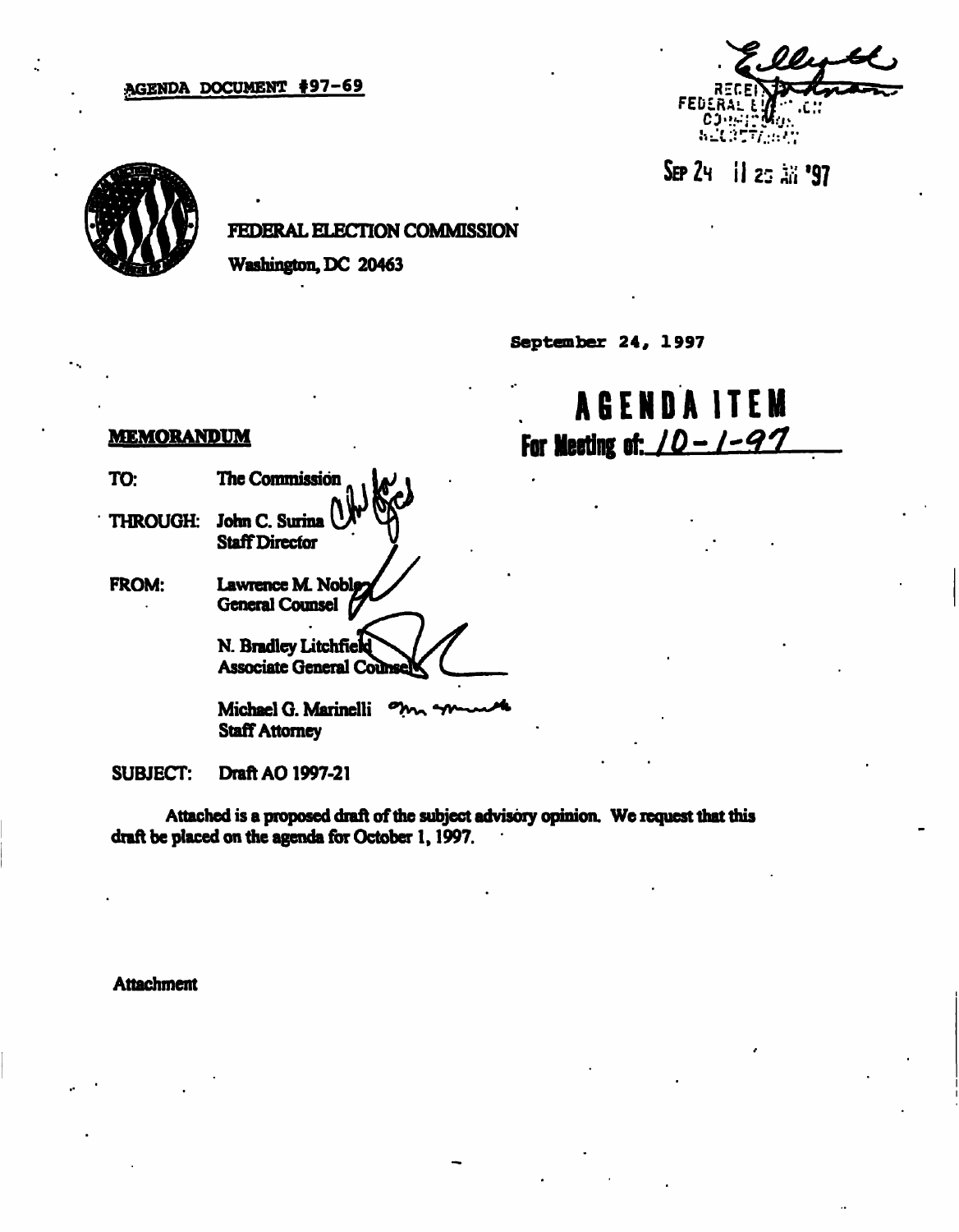AGENDA DOCUMENT #97-69

RECEIVED
FEDERAL ELECTION
COMMISSION
SECRETARIAT

SEP 24 11 25 AM '97

FEDERAL ELECTION COMMISSION

Washington, DC 20463

September 24, 1997

# AGENDA ITEM

**For Meeting of: 10-1-97**

**MEMORANDUM**

TO: The Commission

THROUGH: John C. Surina
Staff Director

FROM: Lawrence M. Noble
General Counsel

N. Bradley Litchfield
Associate General Counsel

Michael G. Marinelli
Staff Attorney

SUBJECT: Draft AO 1997-21

Attached is a proposed draft of the subject advisory opinion. We request that this draft be placed on the agenda for October 1, 1997.

Attachment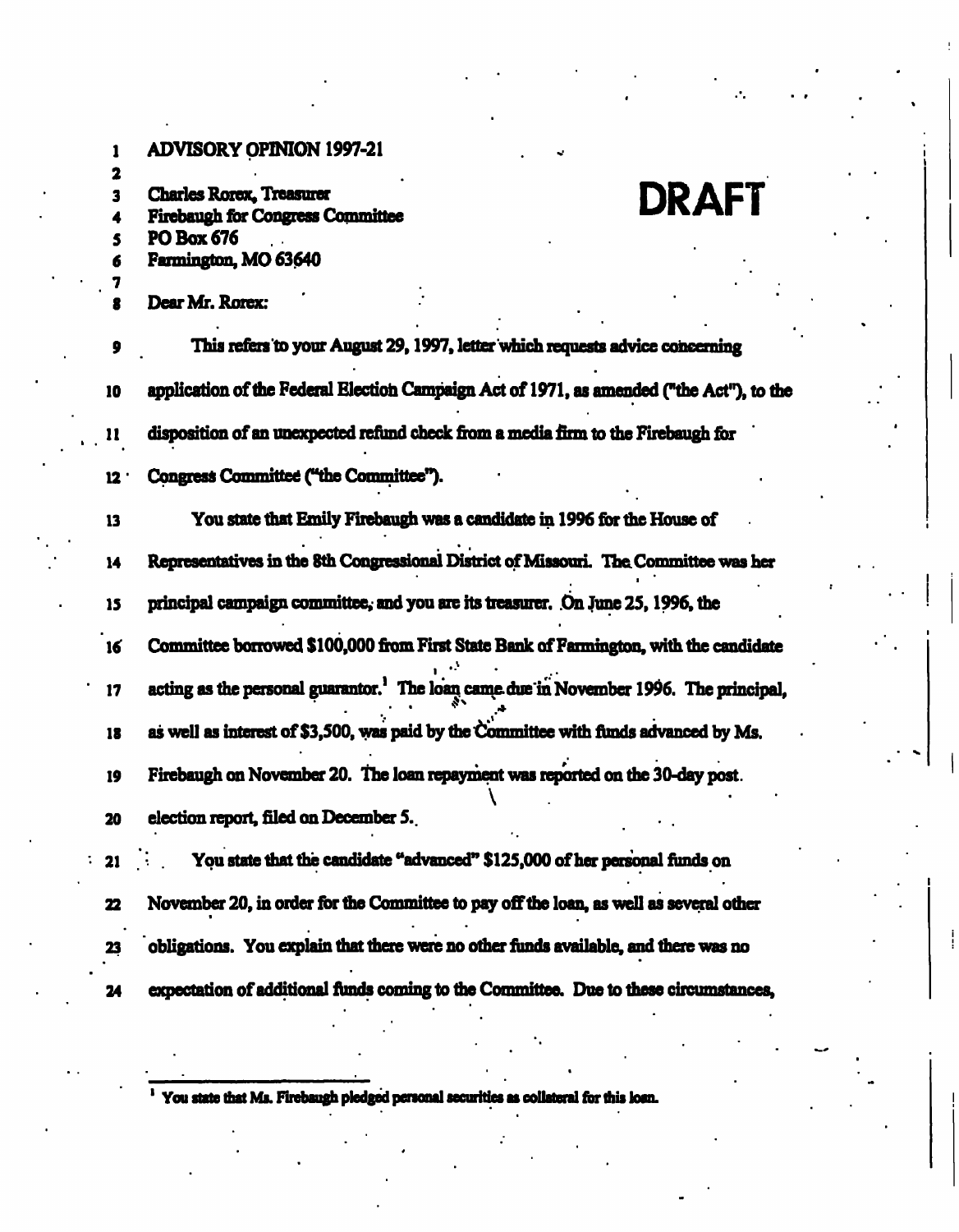ADVISORY OPINION 1997-21

**DRAFT**

Charles Rorex, Treasurer
Firebaugh for Congress Committee
PO Box 676
Farmington, MO 63640

Dear Mr. Rorex:

This refers to your August 29, 1997, letter which requests advice concerning application of the Federal Election Campaign Act of 1971, as amended ("the Act"), to the disposition of an unexpected refund check from a media firm to the Firebaugh for Congress Committee ("the Committee").

You state that Emily Firebaugh was a candidate in 1996 for the House of Representatives in the 8th Congressional District of Missouri. The Committee was her principal campaign committee, and you are its treasurer. On June 25, 1996, the Committee borrowed $100,000 from First State Bank of Farmington, with the candidate acting as the personal guarantor.[1] The loan came due in November 1996. The principal, as well as interest of $3,500, was paid by the Committee with funds advanced by Ms. Firebaugh on November 20. The loan repayment was reported on the 30-day post election report, filed on December 5.

You state that the candidate "advanced" $125,000 of her personal funds on November 20, in order for the Committee to pay off the loan, as well as several other obligations. You explain that there were no other funds available, and there was no expectation of additional funds coming to the Committee. Due to these circumstances,

[1] You state that Ms. Firebaugh pledged personal securities as collateral for this loan.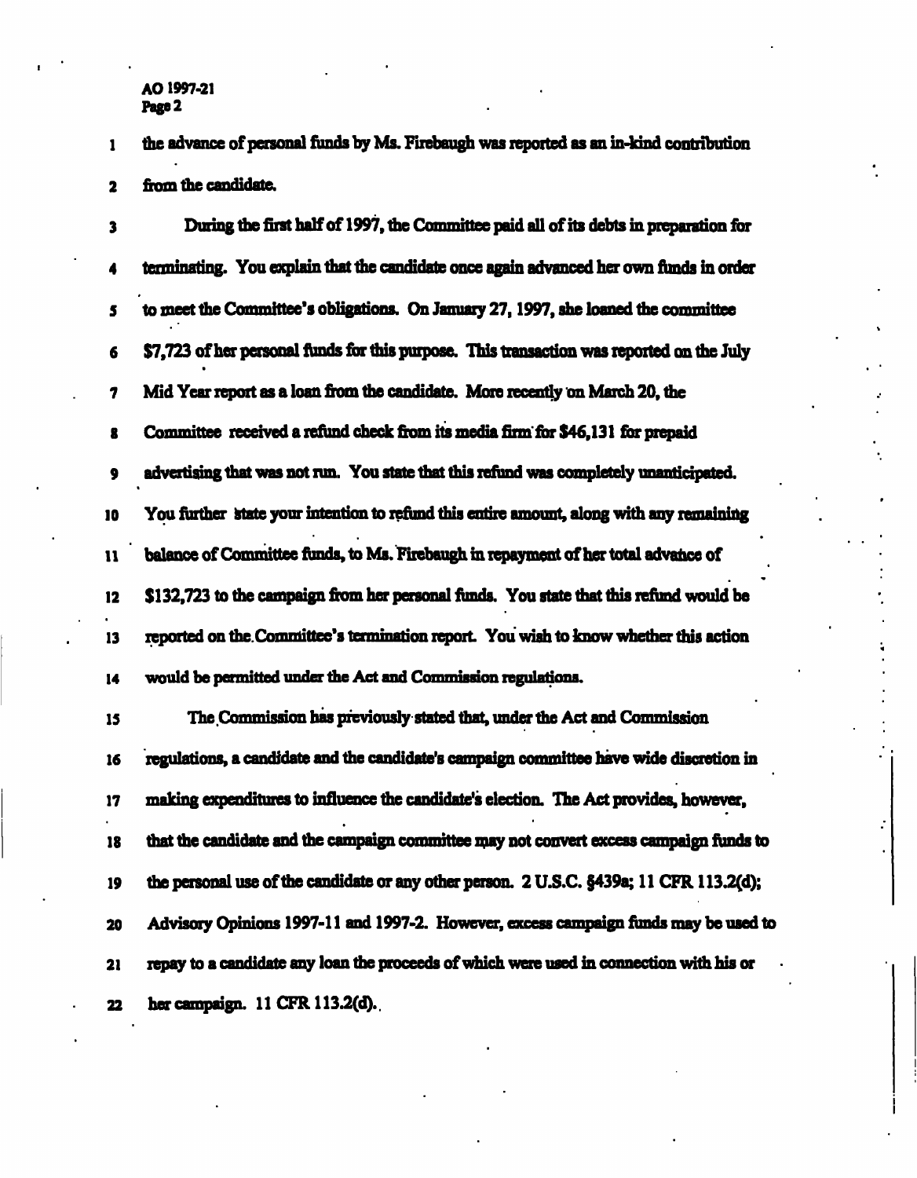the advance of personal funds by Ms. Firebaugh was reported as an in-kind contribution from the candidate.

During the first half of 1997, the Committee paid all of its debts in preparation for terminating. You explain that the candidate once again advanced her own funds in order to meet the Committee's obligations. On January 27, 1997, she loaned the committee $7,723 of her personal funds for this purpose. This transaction was reported on the July Mid Year report as a loan from the candidate. More recently on March 20, the Committee received a refund check from its media firm for $46,131 for prepaid advertising that was not run. You state that this refund was completely unanticipated. You further state your intention to refund this entire amount, along with any remaining balance of Committee funds, to Ms. Firebaugh in repayment of her total advance of $132,723 to the campaign from her personal funds. You state that this refund would be reported on the Committee's termination report. You wish to know whether this action would be permitted under the Act and Commission regulations.

The Commission has previously stated that, under the Act and Commission regulations, a candidate and the candidate's campaign committee have wide discretion in making expenditures to influence the candidate's election. The Act provides, however, that the candidate and the campaign committee may not convert excess campaign funds to the personal use of the candidate or any other person. 2 U.S.C. §439a; 11 CFR 113.2(d); Advisory Opinions 1997-11 and 1997-2. However, excess campaign funds may be used to repay to a candidate any loan the proceeds of which were used in connection with his or her campaign. 11 CFR 113.2(d).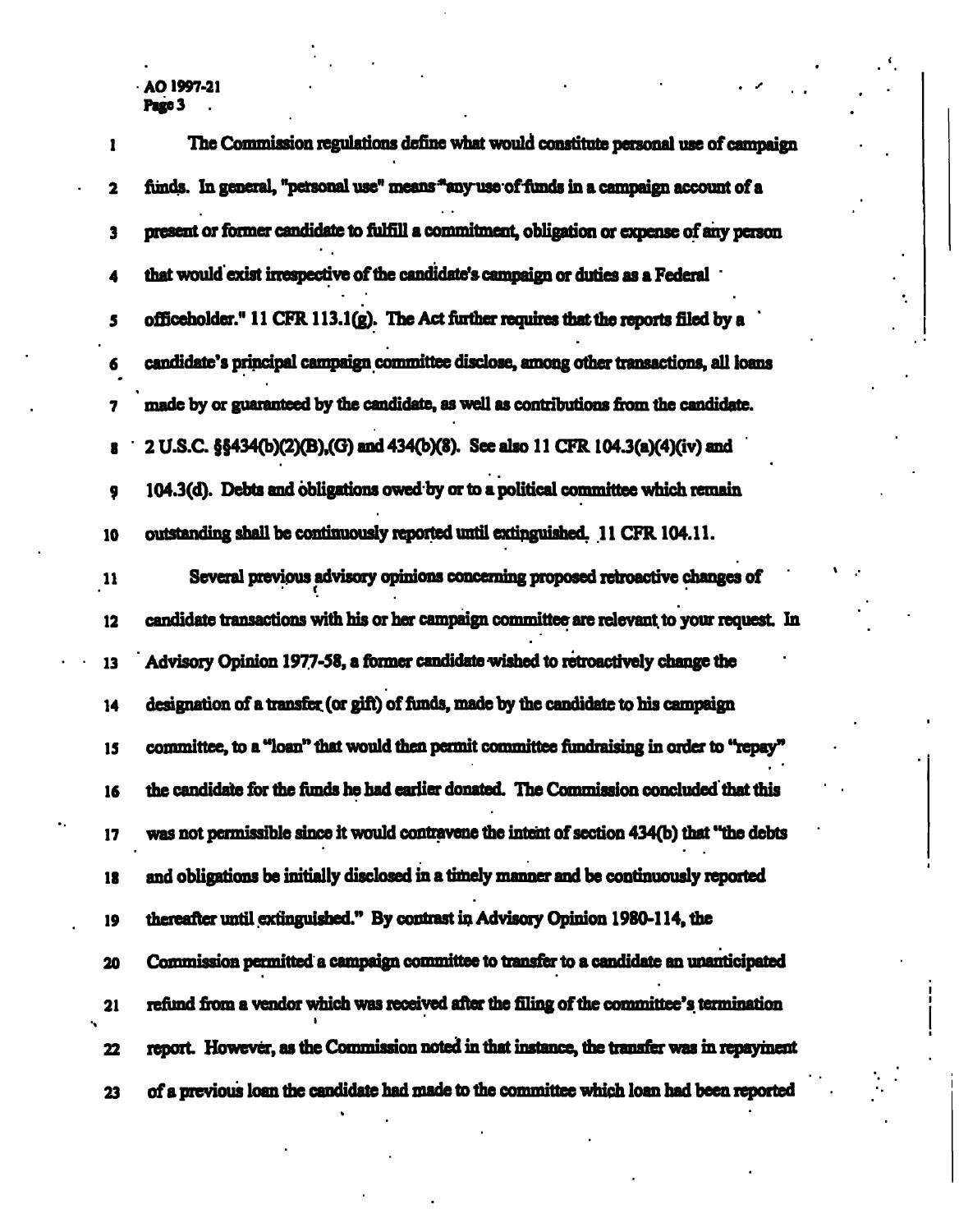The Commission regulations define what would constitute personal use of campaign funds. In general, "personal use" means "any use of funds in a campaign account of a present or former candidate to fulfill a commitment, obligation or expense of any person that would exist irrespective of the candidate's campaign or duties as a Federal officeholder." 11 CFR 113.1(g). The Act further requires that the reports filed by a candidate's principal campaign committee disclose, among other transactions, all loans made by or guaranteed by the candidate, as well as contributions from the candidate. 2 U.S.C. §§434(b)(2)(B),(G) and 434(b)(8). See also 11 CFR 104.3(a)(4)(iv) and 104.3(d). Debts and obligations owed by or to a political committee which remain outstanding shall be continuously reported until extinguished. 11 CFR 104.11.

Several previous advisory opinions concerning proposed retroactive changes of candidate transactions with his or her campaign committee are relevant to your request. In Advisory Opinion 1977-58, a former candidate wished to retroactively change the designation of a transfer (or gift) of funds, made by the candidate to his campaign committee, to a "loan" that would then permit committee fundraising in order to "repay" the candidate for the funds he had earlier donated. The Commission concluded that this was not permissible since it would contravene the intent of section 434(b) that "the debts and obligations be initially disclosed in a timely manner and be continuously reported thereafter until extinguished." By contrast in Advisory Opinion 1980-114, the Commission permitted a campaign committee to transfer to a candidate an unanticipated refund from a vendor which was received after the filing of the committee's termination report. However, as the Commission noted in that instance, the transfer was in repayment of a previous loan the candidate had made to the committee which loan had been reported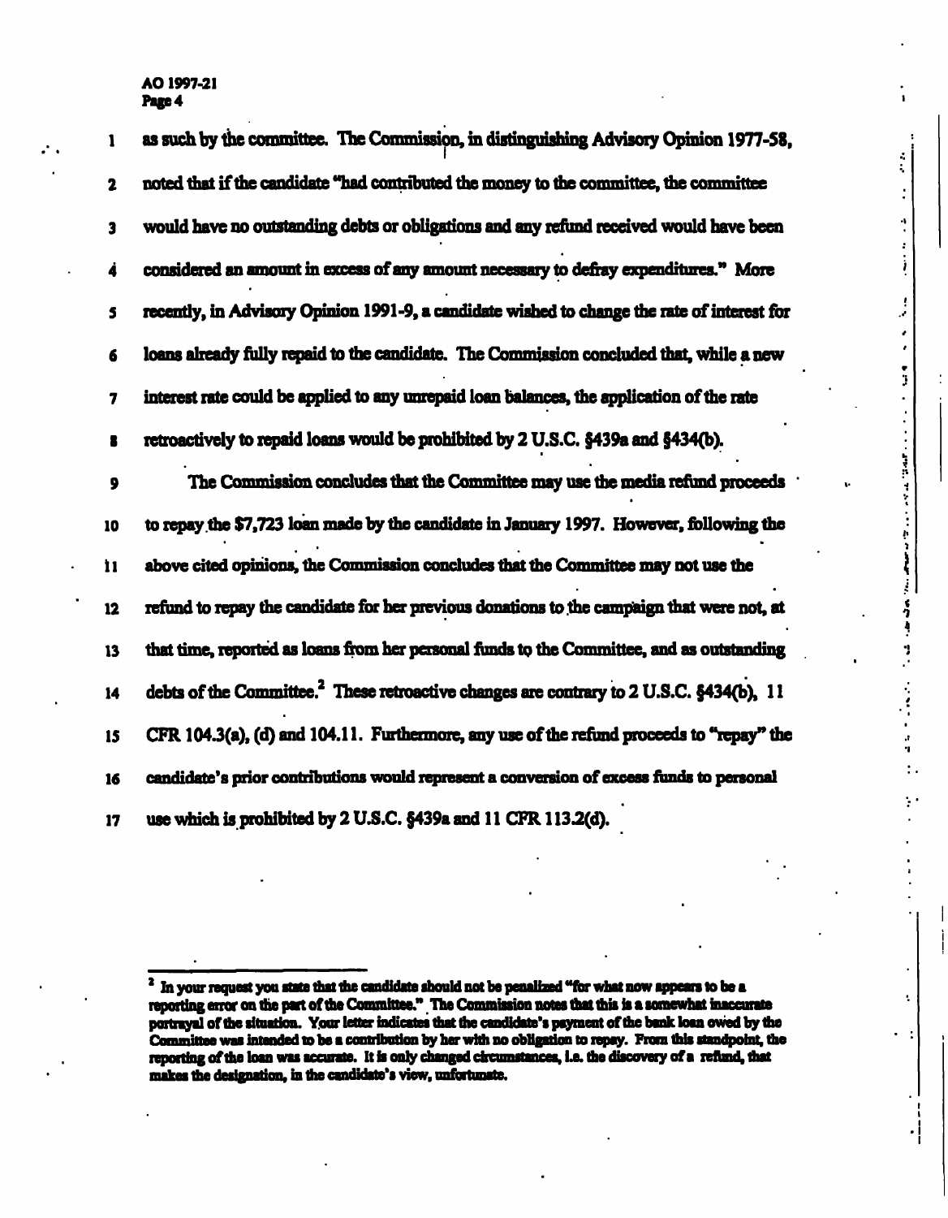as such by the committee. The Commission, in distinguishing Advisory Opinion 1977-58, noted that if the candidate "had contributed the money to the committee, the committee would have no outstanding debts or obligations and any refund received would have been considered an amount in excess of any amount necessary to defray expenditures." More recently, in Advisory Opinion 1991-9, a candidate wished to change the rate of interest for loans already fully repaid to the candidate. The Commission concluded that, while a new interest rate could be applied to any unrepaid loan balances, the application of the rate retroactively to repaid loans would be prohibited by 2 U.S.C. §439a and §434(b).

The Commission concludes that the Committee may use the media refund proceeds to repay the $7,723 loan made by the candidate in January 1997. However, following the above cited opinions, the Commission concludes that the Committee may not use the refund to repay the candidate for her previous donations to the campaign that were not, at that time, reported as loans from her personal funds to the Committee, and as outstanding debts of the Committee.[2] These retroactive changes are contrary to 2 U.S.C. §434(b), 11 CFR 104.3(a), (d) and 104.11. Furthermore, any use of the refund proceeds to "repay" the candidate's prior contributions would represent a conversion of excess funds to personal use which is prohibited by 2 U.S.C. §439a and 11 CFR 113.2(d).

---

[2] In your request you state that the candidate should not be penalized "for what now appears to be a reporting error on the part of the Committee." The Commission notes that this is a somewhat inaccurate portrayal of the situation. Your letter indicates that the candidate's payment of the bank loan owed by the Committee was intended to be a contribution by her with no obligation to repay. From this standpoint, the reporting of the loan was accurate. It is only changed circumstances, i.e. the discovery of a refund, that makes the designation, in the candidate's view, unfortunate.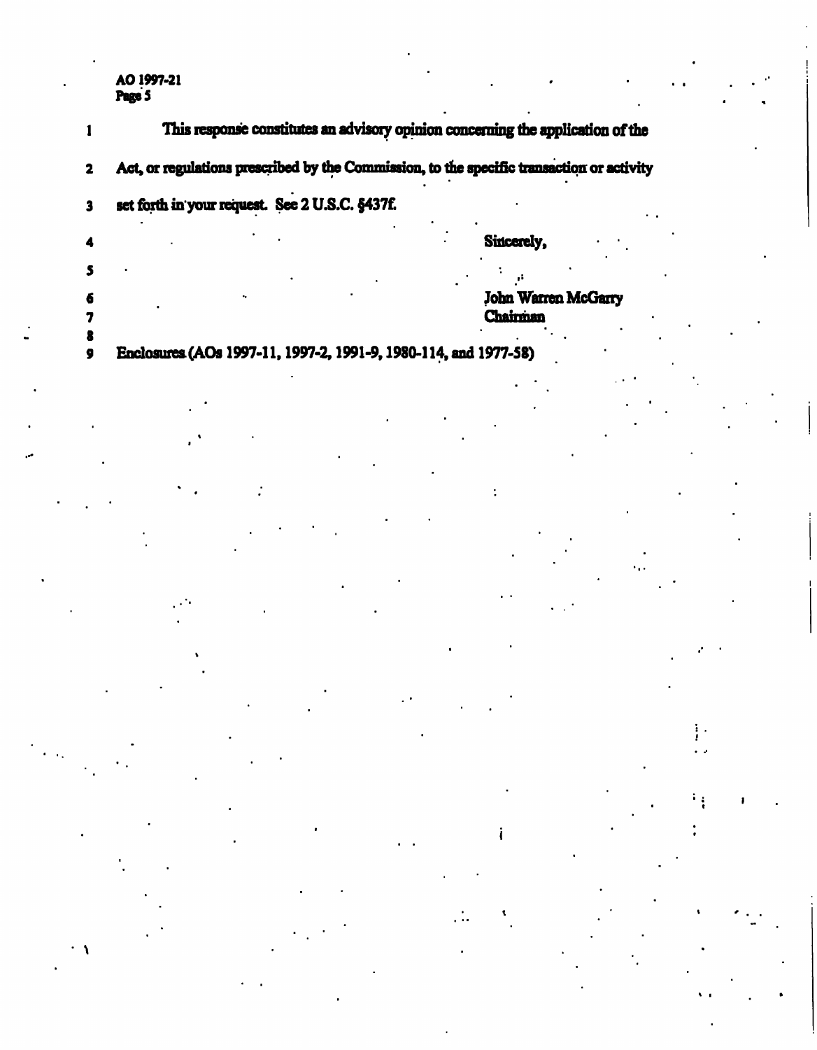This response constitutes an advisory opinion concerning the application of the Act, or regulations prescribed by the Commission, to the specific transaction or activity set forth in your request. See 2 U.S.C. §437f.

Sincerely,

John Warren McGarry
Chairman

Enclosures (AOs 1997-11, 1997-2, 1991-9, 1980-114, and 1977-58)